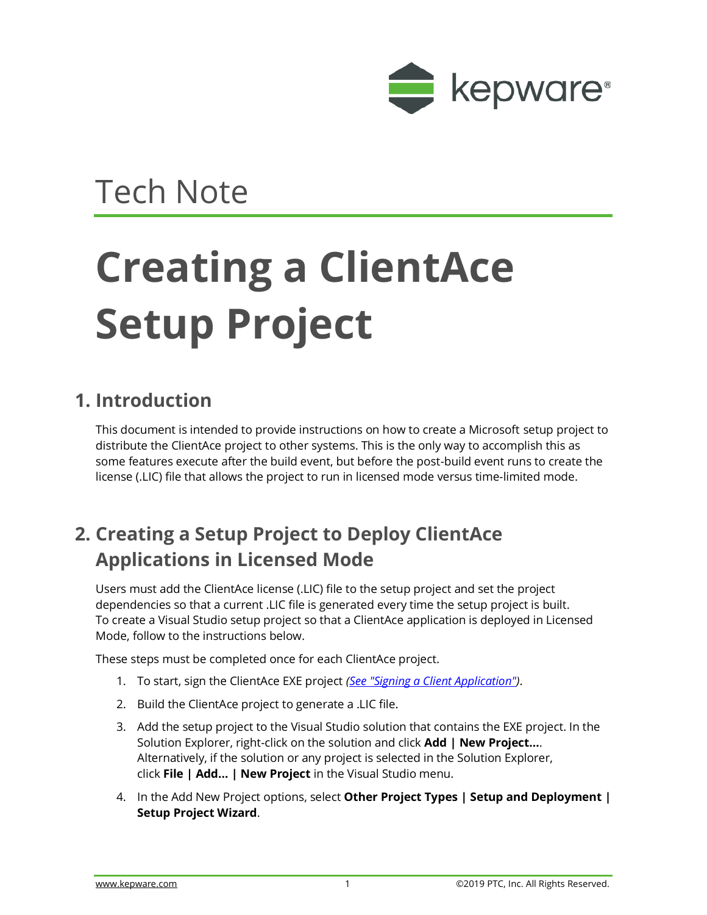Tech Note

# Creating a ClientAce Setup Project

## 1. Introduction

This document is intended to provide instructions on how to create a Microsoft setup project to distribute the ClientAce project to other systems. This is the only way to accomplish this as some features execute after the build event, but before the post-build event runs to create the license (.LIC) file that allows the project to run in licensed mode versus time-limited mode.

## 2. Creating a Setup Project to Deploy ClientAce Applications in Licensed Mode

Users must add the ClientAce license (.LIC) file to the setup project and set the project dependencies so that a current .LIC file is generated every time the setup project is built. To create a Visual Studio setup project so that a ClientAce application is deployed in Licensed Mode, follow to the instructions below.

These steps must be completed once for each ClientAce project.

1. To start, sign the ClientAce EXE project *(See "Signing a Client Application")*.
2. Build the ClientAce project to generate a .LIC file.
3. Add the setup project to the Visual Studio solution that contains the EXE project. In the Solution Explorer, right-click on the solution and click **Add | New Project...**. Alternatively, if the solution or any project is selected in the Solution Explorer, click **File | Add... | New Project** in the Visual Studio menu.
4. In the Add New Project options, select **Other Project Types | Setup and Deployment | Setup Project Wizard**.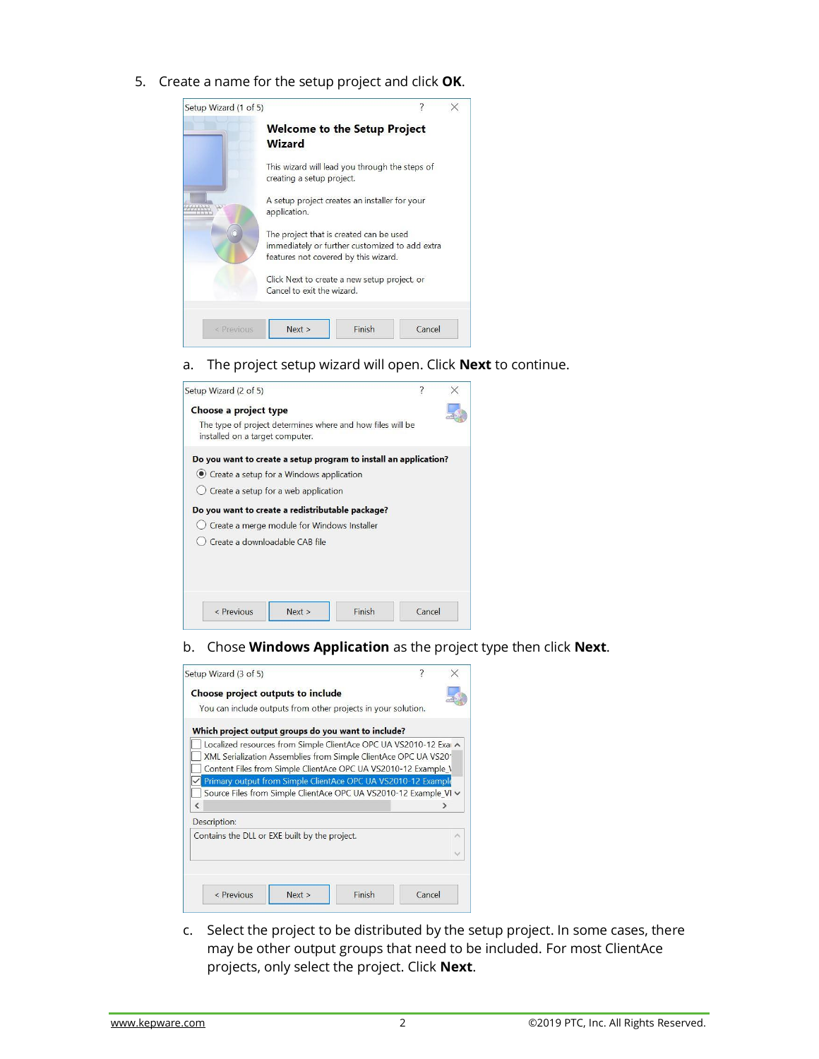5. Create a name for the setup project and click **OK**.

   a. The project setup wizard will open. Click **Next** to continue.

   b. Chose **Windows Application** as the project type then click **Next**.

   c. Select the project to be distributed by the setup project. In some cases, there may be other output groups that need to be included. For most ClientAce projects, only select the project. Click **Next**.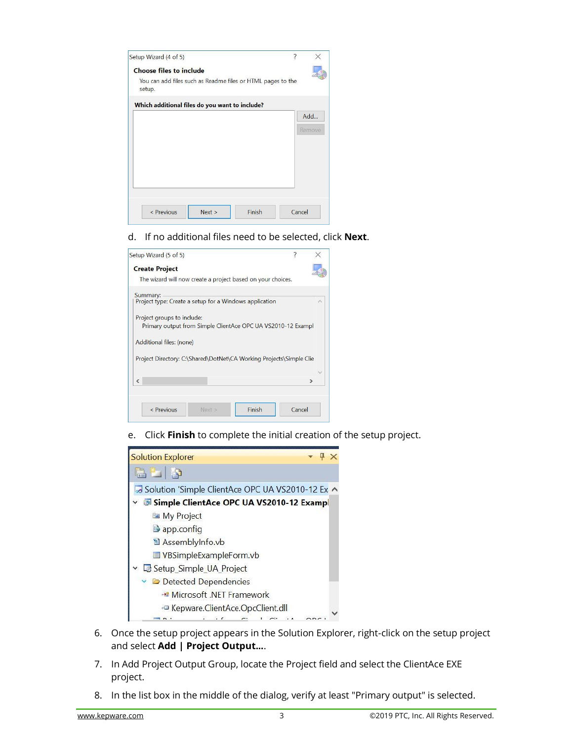d. If no additional files need to be selected, click **Next**.

e. Click **Finish** to complete the initial creation of the setup project.

6. Once the setup project appears in the Solution Explorer, right-click on the setup project and select **Add | Project Output...**.

7. In Add Project Output Group, locate the Project field and select the ClientAce EXE project.

8. In the list box in the middle of the dialog, verify at least "Primary output" is selected.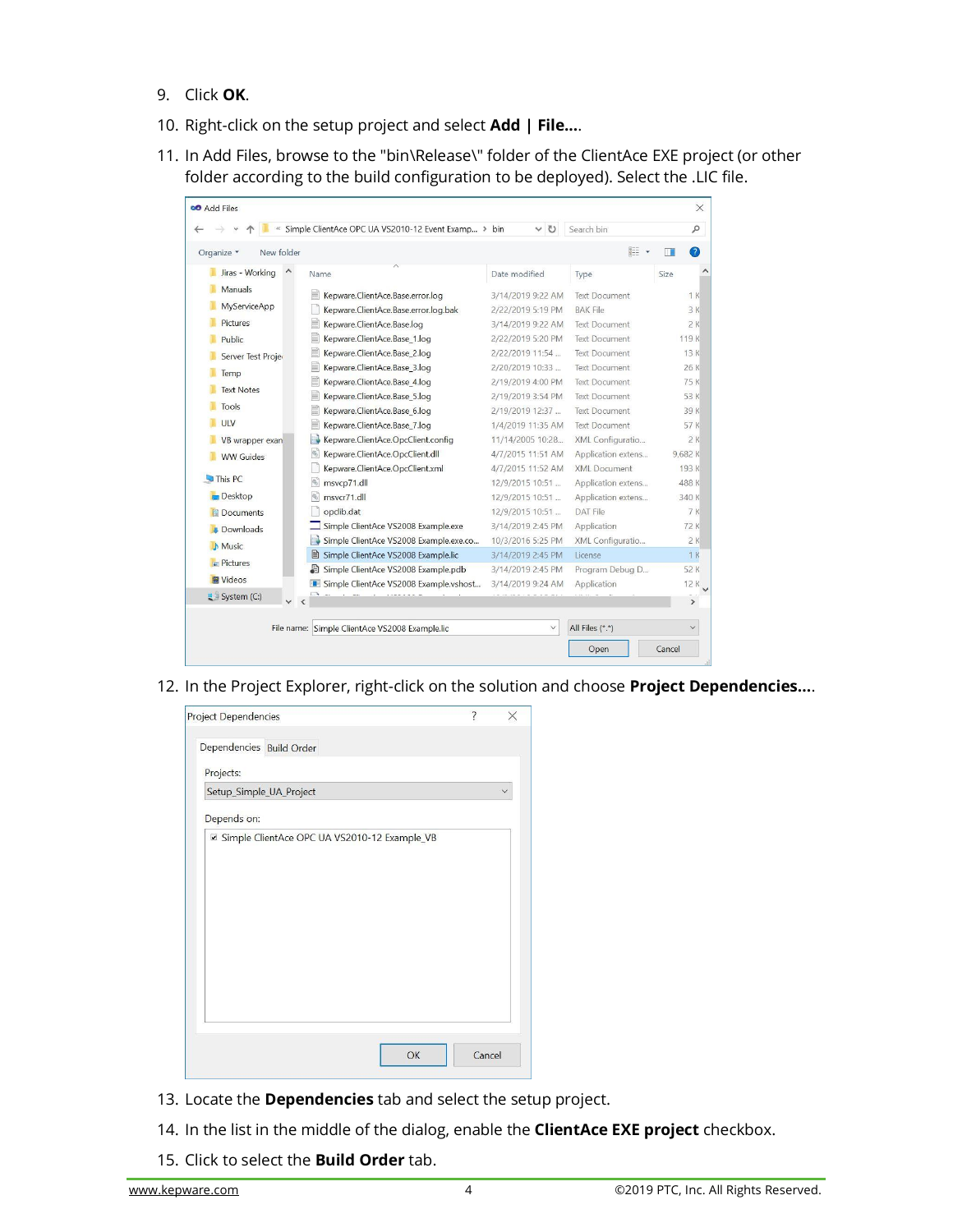9. Click **OK**.
10. Right-click on the setup project and select **Add | File...**.
11. In Add Files, browse to the "bin\Release\" folder of the ClientAce EXE project (or other folder according to the build configuration to be deployed). Select the .LIC file.
12. In the Project Explorer, right-click on the solution and choose **Project Dependencies...**.
13. Locate the **Dependencies** tab and select the setup project.
14. In the list in the middle of the dialog, enable the **ClientAce EXE project** checkbox.
15. Click to select the **Build Order** tab.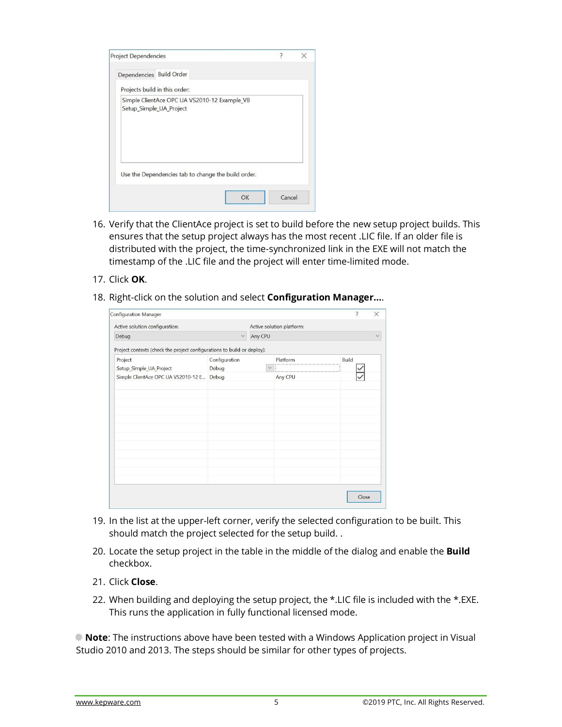16. Verify that the ClientAce project is set to build before the new setup project builds. This ensures that the setup project always has the most recent .LIC file. If an older file is distributed with the project, the time-synchronized link in the EXE will not match the timestamp of the .LIC file and the project will enter time-limited mode.
17. Click **OK**.
18. Right-click on the solution and select **Configuration Manager...**.
19. In the list at the upper-left corner, verify the selected configuration to be built. This should match the project selected for the setup build. .
20. Locate the setup project in the table in the middle of the dialog and enable the **Build** checkbox.
21. Click **Close**.
22. When building and deploying the setup project, the *.LIC file is included with the *.EXE. This runs the application in fully functional licensed mode.

**Note**: The instructions above have been tested with a Windows Application project in Visual Studio 2010 and 2013. The steps should be similar for other types of projects.